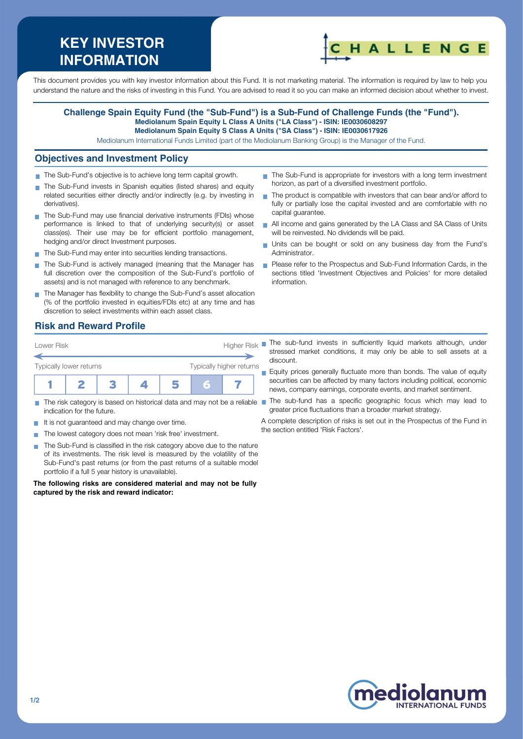# KEY INVESTOR INFORMATION

CHALLENGE

This document provides you with key investor information about this Fund. It is not marketing material. The information is required by law to help you understand the nature and the risks of investing in this Fund. You are advised to read it so you can make an informed decision about whether to invest.

**Challenge Spain Equity Fund (the "Sub-Fund") is a Sub-Fund of Challenge Funds (the "Fund").**
**Mediolanum Spain Equity L Class A Units ("LA Class") - ISIN: IE0030608297**
**Mediolanum Spain Equity S Class A Units ("SA Class") - ISIN: IE0030617926**

Mediolanum International Funds Limited (part of the Mediolanum Banking Group) is the Manager of the Fund.

## Objectives and Investment Policy

- The Sub-Fund's objective is to achieve long term capital growth.
- The Sub-Fund invests in Spanish equities (listed shares) and equity related securities either directly and/or indirectly (e.g. by investing in derivatives).
- The Sub-Fund may use financial derivative instruments (FDIs) whose performance is linked to that of underlying security(s) or asset class(es). Their use may be for efficient portfolio management, hedging and/or direct Investment purposes.
- The Sub-Fund may enter into securities lending transactions.
- The Sub-Fund is actively managed (meaning that the Manager has full discretion over the composition of the Sub-Fund's portfolio of assets) and is not managed with reference to any benchmark.
- The Manager has flexibility to change the Sub-Fund's asset allocation (% of the portfolio invested in equities/FDIs etc) at any time and has discretion to select investments within each asset class.
- The Sub-Fund is appropriate for investors with a long term investment horizon, as part of a diversified investment portfolio.
- The product is compatible with investors that can bear and/or afford to fully or partially lose the capital invested and are comfortable with no capital guarantee.
- All income and gains generated by the LA Class and SA Class of Units will be reinvested. No dividends will be paid.
- Units can be bought or sold on any business day from the Fund's Administrator.
- Please refer to the Prospectus and Sub-Fund Information Cards, in the sections titled 'Investment Objectives and Policies' for more detailed information.

## Risk and Reward Profile

| Lower Risk | | | | | | Higher Risk |
|---|---|---|---|---|---|---|
| Typically lower returns | | | | | | Typically higher returns |
| 1 | 2 | 3 | 4 | 5 | **6** | 7 |

- The risk category is based on historical data and may not be a reliable indication for the future.
- It is not guaranteed and may change over time.
- The lowest category does not mean 'risk free' investment.
- The Sub-Fund is classified in the risk category above due to the nature of its investments. The risk level is measured by the volatility of the Sub-Fund's past returns (or from the past returns of a suitable model portfolio if a full 5 year history is unavailable).

**The following risks are considered material and may not be fully captured by the risk and reward indicator:**

- The sub-fund invests in sufficiently liquid markets although, under stressed market conditions, it may only be able to sell assets at a discount.
- Equity prices generally fluctuate more than bonds. The value of equity securities can be affected by many factors including political, economic news, company earnings, corporate events, and market sentiment.
- The sub-fund has a specific geographic focus which may lead to greater price fluctuations than a broader market strategy.

A complete description of risks is set out in the Prospectus of the Fund in the section entitled 'Risk Factors'.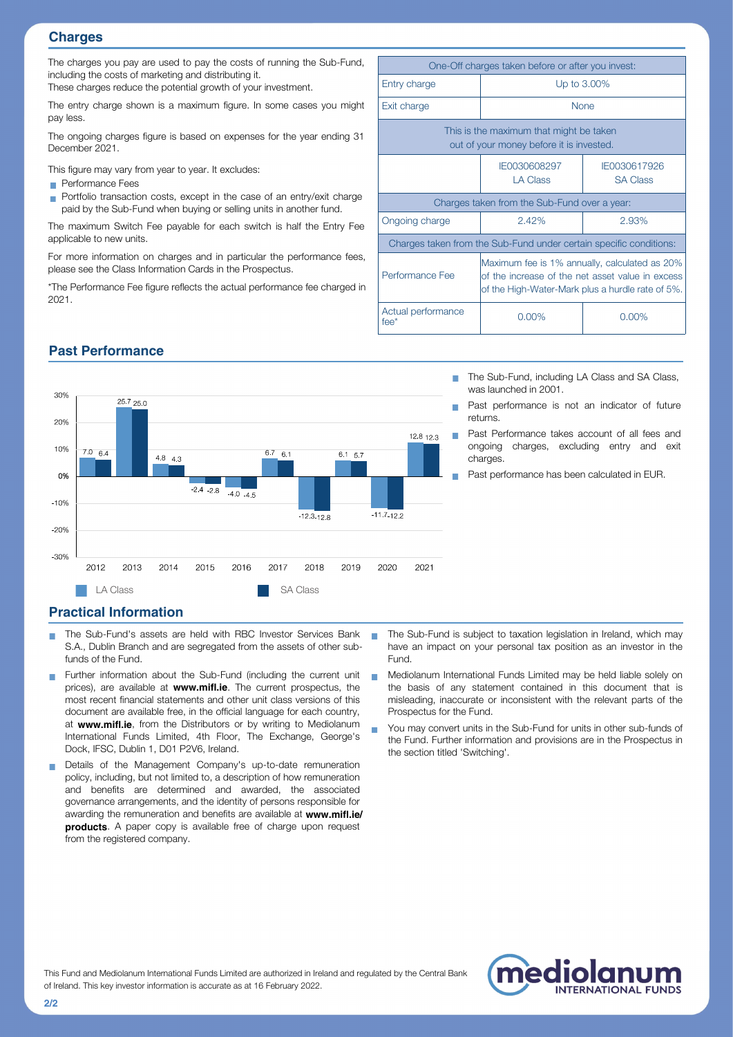## Charges

The charges you pay are used to pay the costs of running the Sub-Fund, including the costs of marketing and distributing it.
These charges reduce the potential growth of your investment.

The entry charge shown is a maximum figure. In some cases you might pay less.

The ongoing charges figure is based on expenses for the year ending 31 December 2021.

This figure may vary from year to year. It excludes:

- Performance Fees
- Portfolio transaction costs, except in the case of an entry/exit charge paid by the Sub-Fund when buying or selling units in another fund.

The maximum Switch Fee payable for each switch is half the Entry Fee applicable to new units.

For more information on charges and in particular the performance fees, please see the Class Information Cards in the Prospectus.

*The Performance Fee figure reflects the actual performance fee charged in 2021.

| One-Off charges taken before or after you invest: | | |
|---|---|---|
| Entry charge | Up to 3.00% | |
| Exit charge | None | |
| This is the maximum that might be taken out of your money before it is invested. | | |
| | IE0030608297 LA Class | IE0030617926 SA Class |
| Charges taken from the Sub-Fund over a year: | | |
| Ongoing charge | 2.42% | 2.93% |
| Charges taken from the Sub-Fund under certain specific conditions: | | |
| Performance Fee | Maximum fee is 1% annually, calculated as 20% of the increase of the net asset value in excess of the High-Water-Mark plus a hurdle rate of 5%. | |
| Actual performance fee* | 0.00% | 0.00% |

## Past Performance

30%
20%
10%
0%
-10%
-20%
-30%

2012: 7.0 6.4
2013: 25.7 25.0
2014: 4.8 4.3
2015: -2.4 -2.8
2016: -4.0 -4.5
2017: 6.7 6.1
2018: -12.3 -12.8
2019: 6.1 5.7
2020: -11.7 -12.2
2021: 12.8 12.3

LA Class
SA Class

- The Sub-Fund, including LA Class and SA Class, was launched in 2001.
- Past performance is not an indicator of future returns.
- Past Performance takes account of all fees and ongoing charges, excluding entry and exit charges.
- Past performance has been calculated in EUR.

## Practical Information

- The Sub-Fund's assets are held with RBC Investor Services Bank S.A., Dublin Branch and are segregated from the assets of other sub-funds of the Fund.
- Further information about the Sub-Fund (including the current unit prices), are available at **www.mifl.ie**. The current prospectus, the most recent financial statements and other unit class versions of this document are available free, in the official language for each country, at **www.mifl.ie**, from the Distributors or by writing to Mediolanum International Funds Limited, 4th Floor, The Exchange, George's Dock, IFSC, Dublin 1, D01 P2V6, Ireland.
- Details of the Management Company's up-to-date remuneration policy, including, but not limited to, a description of how remuneration and benefits are determined and awarded, the associated governance arrangements, and the identity of persons responsible for awarding the remuneration and benefits are available at **www.mifl.ie/products**. A paper copy is available free of charge upon request from the registered company.
- The Sub-Fund is subject to taxation legislation in Ireland, which may have an impact on your personal tax position as an investor in the Fund.
- Mediolanum International Funds Limited may be held liable solely on the basis of any statement contained in this document that is misleading, inaccurate or inconsistent with the relevant parts of the Prospectus for the Fund.
- You may convert units in the Sub-Fund for units in other sub-funds of the Fund. Further information and provisions are in the Prospectus in the section titled 'Switching'.

This Fund and Mediolanum International Funds Limited are authorized in Ireland and regulated by the Central Bank of Ireland. This key investor information is accurate as at 16 February 2022.

mediolanum INTERNATIONAL FUNDS